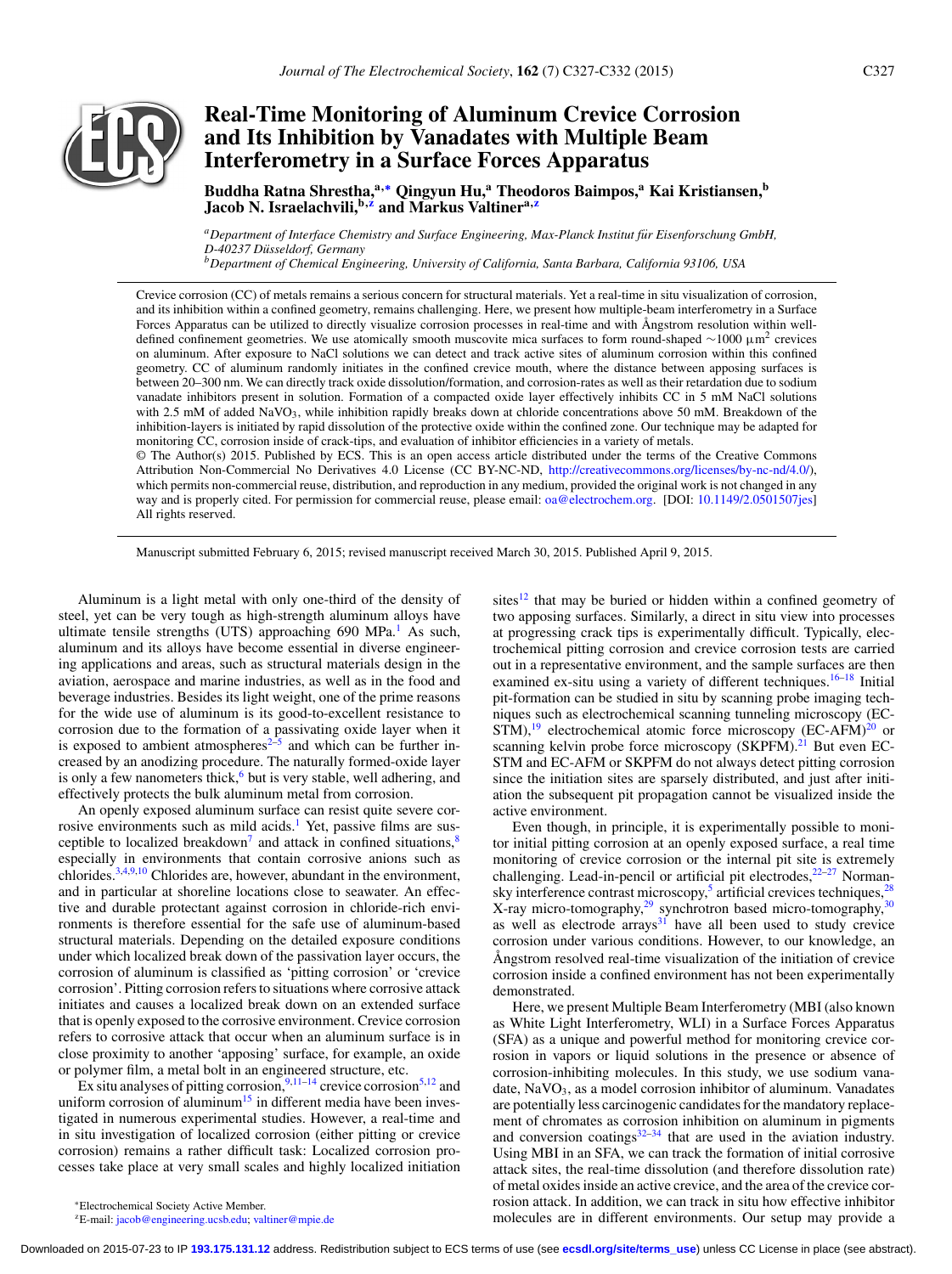# Real-Time Monitoring of Aluminum Crevice Corrosion and Its Inhibition by Vanadates with Multiple Beam Interferometry in a Surface Forces Apparatus

**Buddha Ratna Shrestha,[a,*] Qingyun Hu,[a] Theodoros Baimpos,[a] Kai Kristiansen,[b] Jacob N. Israelachvili,[b,z] and Markus Valtiner[a,z]**

[a]*Department of Interface Chemistry and Surface Engineering, Max-Planck Institut für Eisenforschung GmbH, D-40237 Düsseldorf, Germany*

[b]*Department of Chemical Engineering, University of California, Santa Barbara, California 93106, USA*

Crevice corrosion (CC) of metals remains a serious concern for structural materials. Yet a real-time in situ visualization of corrosion, and its inhibition within a confined geometry, remains challenging. Here, we present how multiple-beam interferometry in a Surface Forces Apparatus can be utilized to directly visualize corrosion processes in real-time and with Ångstrom resolution within well-defined confinement geometries. We use atomically smooth muscovite mica surfaces to form round-shaped ~1000 $\mu m^2$ crevices on aluminum. After exposure to NaCl solutions we can detect and track active sites of aluminum corrosion within this confined geometry. CC of aluminum randomly initiates in the confined crevice mouth, where the distance between apposing surfaces is between 20–300 nm. We can directly track oxide dissolution/formation, and corrosion-rates as well as their retardation due to sodium vanadate inhibitors present in solution. Formation of a compacted oxide layer effectively inhibits CC in 5 mM NaCl solutions with 2.5 mM of added $NaVO_3$, while inhibition rapidly breaks down at chloride concentrations above 50 mM. Breakdown of the inhibition-layers is initiated by rapid dissolution of the protective oxide within the confined zone. Our technique may be adapted for monitoring CC, corrosion inside of crack-tips, and evaluation of inhibitor efficiencies in a variety of metals.

© The Author(s) 2015. Published by ECS. This is an open access article distributed under the terms of the Creative Commons Attribution Non-Commercial No Derivatives 4.0 License (CC BY-NC-ND, http://creativecommons.org/licenses/by-nc-nd/4.0/), which permits non-commercial reuse, distribution, and reproduction in any medium, provided the original work is not changed in any way and is properly cited. For permission for commercial reuse, please email: oa@electrochem.org. [DOI: 10.1149/2.0501507jes] All rights reserved.

Manuscript submitted February 6, 2015; revised manuscript received March 30, 2015. Published April 9, 2015.

Aluminum is a light metal with only one-third of the density of steel, yet can be very tough as high-strength aluminum alloys have ultimate tensile strengths (UTS) approaching 690 MPa.[1] As such, aluminum and its alloys have become essential in diverse engineering applications and areas, such as structural materials design in the aviation, aerospace and marine industries, as well as in the food and beverage industries. Besides its light weight, one of the prime reasons for the wide use of aluminum is its good-to-excellent resistance to corrosion due to the formation of a passivating oxide layer when it is exposed to ambient atmospheres[2–5] and which can be further increased by an anodizing procedure. The naturally formed-oxide layer is only a few nanometers thick,[6] but is very stable, well adhering, and effectively protects the bulk aluminum metal from corrosion.

An openly exposed aluminum surface can resist quite severe corrosive environments such as mild acids.[1] Yet, passive films are susceptible to localized breakdown[7] and attack in confined situations,[8] especially in environments that contain corrosive anions such as chlorides.[3,4,9,10] Chlorides are, however, abundant in the environment, and in particular at shoreline locations close to seawater. An effective and durable protectant against corrosion in chloride-rich environments is therefore essential for the safe use of aluminum-based structural materials. Depending on the detailed exposure conditions under which localized break down of the passivation layer occurs, the corrosion of aluminum is classified as 'pitting corrosion' or 'crevice corrosion'. Pitting corrosion refers to situations where corrosive attack initiates and causes a localized break down on an extended surface that is openly exposed to the corrosive environment. Crevice corrosion refers to corrosive attack that occur when an aluminum surface is in close proximity to another 'apposing' surface, for example, an oxide or polymer film, a metal bolt in an engineered structure, etc.

Ex situ analyses of pitting corrosion,[9,11–14] crevice corrosion[5,12] and uniform corrosion of aluminum[15] in different media have been investigated in numerous experimental studies. However, a real-time and in situ investigation of localized corrosion (either pitting or crevice corrosion) remains a rather difficult task: Localized corrosion processes take place at very small scales and highly localized initiation sites[12] that may be buried or hidden within a confined geometry of two apposing surfaces. Similarly, a direct in situ view into processes at progressing crack tips is experimentally difficult. Typically, electrochemical pitting corrosion and crevice corrosion tests are carried out in a representative environment, and the sample surfaces are then examined ex-situ using a variety of different techniques.[16–18] Initial pit-formation can be studied in situ by scanning probe imaging techniques such as electrochemical scanning tunneling microscopy (EC-STM),[19] electrochemical atomic force microscopy (EC-AFM)[20] or scanning kelvin probe force microscopy (SKPFM).[21] But even EC-STM and EC-AFM or SKPFM do not always detect pitting corrosion since the initiation sites are sparsely distributed, and just after initiation the subsequent pit propagation cannot be visualized inside the active environment.

Even though, in principle, it is experimentally possible to monitor initial pitting corrosion at an openly exposed surface, a real time monitoring of crevice corrosion or the internal pit site is extremely challenging. Lead-in-pencil or artificial pit electrodes,[22–27] Normansky interference contrast microscopy,[5] artificial crevices techniques,[28] X-ray micro-tomography,[29] synchrotron based micro-tomography,[30] as well as electrode arrays[31] have all been used to study crevice corrosion under various conditions. However, to our knowledge, an Ångstrom resolved real-time visualization of the initiation of crevice corrosion inside a confined environment has not been experimentally demonstrated.

Here, we present Multiple Beam Interferometry (MBI (also known as White Light Interferometry, WLI) in a Surface Forces Apparatus (SFA) as a unique and powerful method for monitoring crevice corrosion in vapors or liquid solutions in the presence or absence of corrosion-inhibiting molecules. In this study, we use sodium vanadate, $NaVO_3$, as a model corrosion inhibitor of aluminum. Vanadates are potentially less carcinogenic candidates for the mandatory replacement of chromates as corrosion inhibition on aluminum in pigments and conversion coatings[32–34] that are used in the aviation industry. Using MBI in an SFA, we can track the formation of initial corrosive attack sites, the real-time dissolution (and therefore dissolution rate) of metal oxides inside an active crevice, and the area of the crevice corrosion attack. In addition, we can track in situ how effective inhibitor molecules are in different environments. Our setup may provide a

*Electrochemical Society Active Member.

zE-mail: jacob@engineering.ucsb.edu; valtiner@mpie.de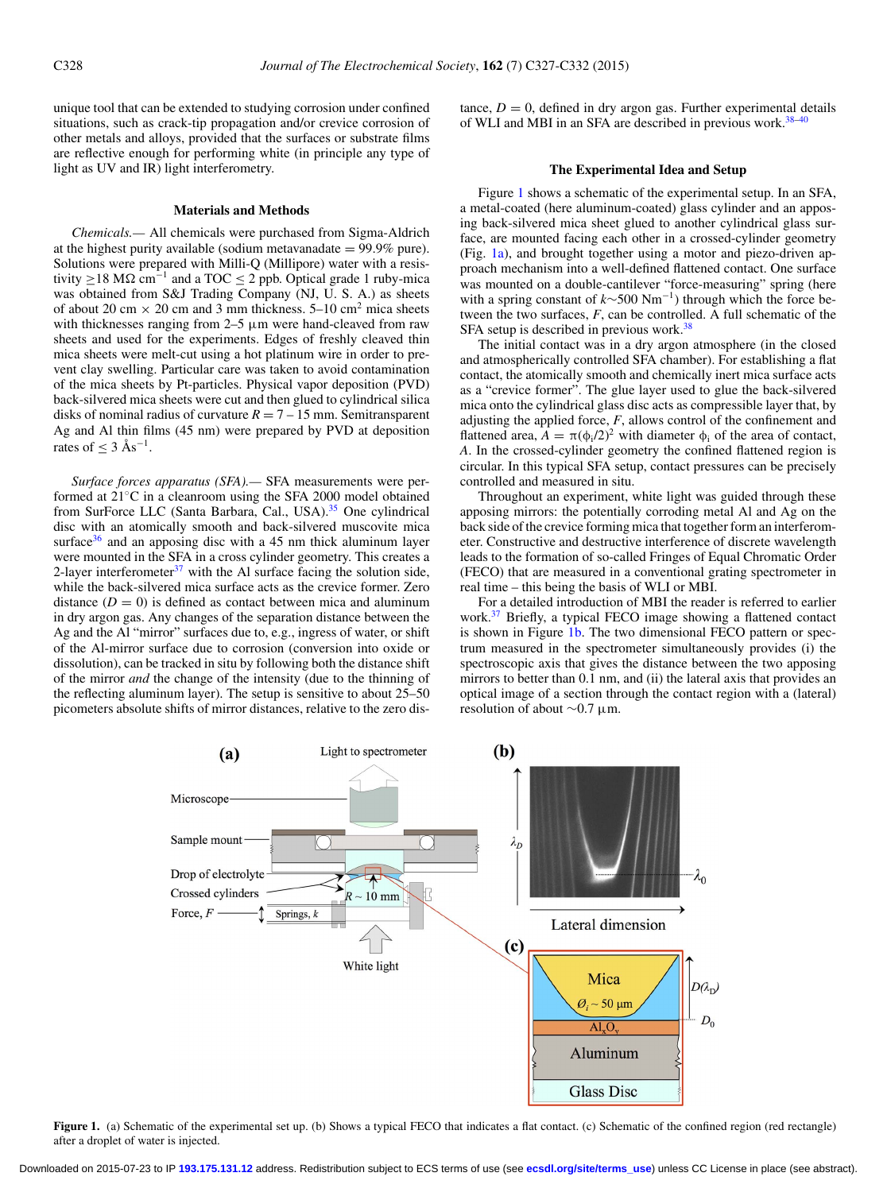unique tool that can be extended to studying corrosion under confined situations, such as crack-tip propagation and/or crevice corrosion of other metals and alloys, provided that the surfaces or substrate films are reflective enough for performing white (in principle any type of light as UV and IR) light interferometry.

## Materials and Methods

*Chemicals.*— All chemicals were purchased from Sigma-Aldrich at the highest purity available (sodium metavanadate = 99.9% pure). Solutions were prepared with Milli-Q (Millipore) water with a resistivity $\geq$18 M$\Omega$ cm$^{-1}$ and a TOC $\leq$ 2 ppb. Optical grade 1 ruby-mica was obtained from S&J Trading Company (NJ, U. S. A.) as sheets of about 20 cm × 20 cm and 3 mm thickness. 5–10 cm$^2$ mica sheets with thicknesses ranging from 2–5 μm were hand-cleaved from raw sheets and used for the experiments. Edges of freshly cleaved thin mica sheets were melt-cut using a hot platinum wire in order to prevent clay swelling. Particular care was taken to avoid contamination of the mica sheets by Pt-particles. Physical vapor deposition (PVD) back-silvered mica sheets were cut and then glued to cylindrical silica disks of nominal radius of curvature $R$ = 7 – 15 mm. Semitransparent Ag and Al thin films (45 nm) were prepared by PVD at deposition rates of $\leq$ 3 Å$s^{-1}$.

*Surface forces apparatus (SFA).*— SFA measurements were performed at 21°C in a cleanroom using the SFA 2000 model obtained from SurForce LLC (Santa Barbara, Cal., USA).[35] One cylindrical disc with an atomically smooth and back-silvered muscovite mica surface[36] and an apposing disc with a 45 nm thick aluminum layer were mounted in the SFA in a cross cylinder geometry. This creates a 2-layer interferometer[37] with the Al surface facing the solution side, while the back-silvered mica surface acts as the crevice former. Zero distance ($D$ = 0) is defined as contact between mica and aluminum in dry argon gas. Any changes of the separation distance between the Ag and the Al "mirror" surfaces due to, e.g., ingress of water, or shift of the Al-mirror surface due to corrosion (conversion into oxide or dissolution), can be tracked in situ by following both the distance shift of the mirror *and* the change of the intensity (due to the thinning of the reflecting aluminum layer). The setup is sensitive to about 25–50 picometers absolute shifts of mirror distances, relative to the zero distance, $D$ = 0, defined in dry argon gas. Further experimental details of WLI and MBI in an SFA are described in previous work.[38–40]

## The Experimental Idea and Setup

Figure 1 shows a schematic of the experimental setup. In an SFA, a metal-coated (here aluminum-coated) glass cylinder and an apposing back-silvered mica sheet glued to another cylindrical glass surface, are mounted facing each other in a crossed-cylinder geometry (Fig. 1a), and brought together using a motor and piezo-driven approach mechanism into a well-defined flattened contact. One surface was mounted on a double-cantilever "force-measuring" spring (here with a spring constant of $k$~500 Nm$^{-1}$) through which the force between the two surfaces, $F$, can be controlled. A full schematic of the SFA setup is described in previous work.[38]

The initial contact was in a dry argon atmosphere (in the closed and atmospherically controlled SFA chamber). For establishing a flat contact, the atomically smooth and chemically inert mica surface acts as a "crevice former". The glue layer used to glue the back-silvered mica onto the cylindrical glass disc acts as compressible layer that, by adjusting the applied force, $F$, allows control of the confinement and flattened area, $A = \pi(\phi_i/2)^2$ with diameter $\phi_i$ of the area of contact, $A$. In the crossed-cylinder geometry the confined flattened region is circular. In this typical SFA setup, contact pressures can be precisely controlled and measured in situ.

Throughout an experiment, white light was guided through these apposing mirrors: the potentially corroding metal Al and Ag on the back side of the crevice forming mica that together form an interferometer. Constructive and destructive interference of discrete wavelength leads to the formation of so-called Fringes of Equal Chromatic Order (FECO) that are measured in a conventional grating spectrometer in real time – this being the basis of WLI or MBI.

For a detailed introduction of MBI the reader is referred to earlier work.[37] Briefly, a typical FECO image showing a flattened contact is shown in Figure 1b. The two dimensional FECO pattern or spectrum measured in the spectrometer simultaneously provides (i) the spectroscopic axis that gives the distance between the two apposing mirrors to better than 0.1 nm, and (ii) the lateral axis that provides an optical image of a section through the contact region with a (lateral) resolution of about ~0.7 μm.

**Figure 1.** (a) Schematic of the experimental set up. (b) Shows a typical FECO that indicates a flat contact. (c) Schematic of the confined region (red rectangle) after a droplet of water is injected.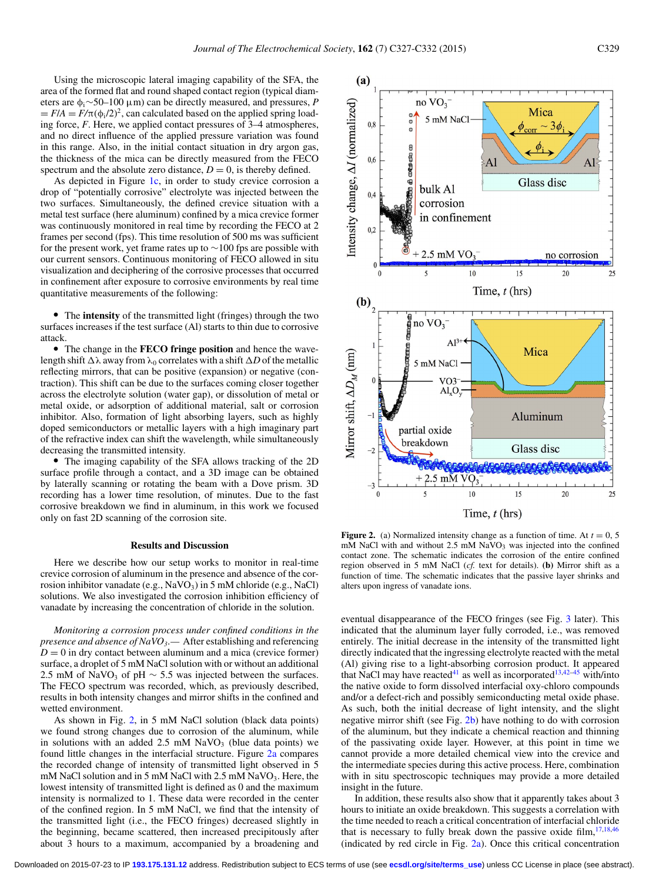Using the microscopic lateral imaging capability of the SFA, the area of the formed flat and round shaped contact region (typical diameters are $\phi_i$~50–100 μm) can be directly measured, and pressures, $P = F/A = F/\pi(\phi_i/2)^2$, can calculated based on the applied spring loading force, $F$. Here, we applied contact pressures of 3–4 atmospheres, and no direct influence of the applied pressure variation was found in this range. Also, in the initial contact situation in dry argon gas, the thickness of the mica can be directly measured from the FECO spectrum and the absolute zero distance, $D = 0$, is thereby defined.

As depicted in Figure 1c, in order to study crevice corrosion a drop of "potentially corrosive" electrolyte was injected between the two surfaces. Simultaneously, the defined crevice situation with a metal test surface (here aluminum) confined by a mica crevice former was continuously monitored in real time by recording the FECO at 2 frames per second (fps). This time resolution of 500 ms was sufficient for the present work, yet frame rates up to ~100 fps are possible with our current sensors. Continuous monitoring of FECO allowed in situ visualization and deciphering of the corrosive processes that occurred in confinement after exposure to corrosive environments by real time quantitative measurements of the following:

- The **intensity** of the transmitted light (fringes) through the two surfaces increases if the test surface (Al) starts to thin due to corrosive attack.
- The change in the **FECO fringe position** and hence the wavelength shift $\Delta\lambda$ away from $\lambda_0$ correlates with a shift $\Delta D$ of the metallic reflecting mirrors, that can be positive (expansion) or negative (contraction). This shift can be due to the surfaces coming closer together across the electrolyte solution (water gap), or dissolution of metal or metal oxide, or adsorption of additional material, salt or corrosion inhibitor. Also, formation of light absorbing layers, such as highly doped semiconductors or metallic layers with a high imaginary part of the refractive index can shift the wavelength, while simultaneously decreasing the transmitted intensity.
- The imaging capability of the SFA allows tracking of the 2D surface profile through a contact, and a 3D image can be obtained by laterally scanning or rotating the beam with a Dove prism. 3D recording has a lower time resolution, of minutes. Due to the fast corrosive breakdown we find in aluminum, in this work we focused only on fast 2D scanning of the corrosion site.

## Results and Discussion

Here we describe how our setup works to monitor in real-time crevice corrosion of aluminum in the presence and absence of the corrosion inhibitor vanadate (e.g., $NaVO_3$) in 5 mM chloride (e.g., NaCl) solutions. We also investigated the corrosion inhibition efficiency of vanadate by increasing the concentration of chloride in the solution.

*Monitoring a corrosion process under confined conditions in the presence and absence of $NaVO_3$.*— After establishing and referencing $D = 0$ in dry contact between aluminum and a mica (crevice former) surface, a droplet of 5 mM NaCl solution with or without an additional 2.5 mM of $NaVO_3$ of pH ~ 5.5 was injected between the surfaces. The FECO spectrum was recorded, which, as previously described, results in both intensity changes and mirror shifts in the confined and wetted environment.

As shown in Fig. 2, in 5 mM NaCl solution (black data points) we found strong changes due to corrosion of the aluminum, while in solutions with an added 2.5 mM $NaVO_3$ (blue data points) we found little changes in the interfacial structure. Figure 2a compares the recorded change of intensity of transmitted light observed in 5 mM NaCl solution and in 5 mM NaCl with 2.5 mM $NaVO_3$. Here, the lowest intensity of transmitted light is defined as 0 and the maximum intensity is normalized to 1. These data were recorded in the center of the confined region. In 5 mM NaCl, we find that the intensity of the transmitted light (i.e., the FECO fringes) decreased slightly in the beginning, became scattered, then increased precipitously after about 3 hours to a maximum, accompanied by a broadening and eventual disappearance of the FECO fringes (see Fig. 3 later). This indicated that the aluminum layer fully corroded, i.e., was removed entirely. The initial decrease in the intensity of the transmitted light directly indicated that the ingressing electrolyte reacted with the metal (Al) giving rise to a light-absorbing corrosion product. It appeared that NaCl may have reacted[41] as well as incorporated[13,42–45] with/into the native oxide to form dissolved interfacial oxy-chloro compounds and/or a defect-rich and possibly semiconducting metal oxide phase. As such, both the initial decrease of light intensity, and the slight negative mirror shift (see Fig. 2b) have nothing to do with corrosion of the aluminum, but they indicate a chemical reaction and thinning of the passivating oxide layer. However, at this point in time we cannot provide a more detailed chemical view into the crevice and the intermediate species during this active process. Here, combination with in situ spectroscopic techniques may provide a more detailed insight in the future.

In addition, these results also show that it apparently takes about 3 hours to initiate an oxide breakdown. This suggests a correlation with the time needed to reach a critical concentration of interfacial chloride that is necessary to fully break down the passive oxide film,[17,18,46] (indicated by red circle in Fig. 2a). Once this critical concentration

**Figure 2.** (a) Normalized intensity change as a function of time. At $t = 0$, 5 mM NaCl with and without 2.5 mM $NaVO_3$ was injected into the confined contact zone. The schematic indicates the corrosion of the entire confined region observed in 5 mM NaCl (*cf.* text for details). **(b)** Mirror shift as a function of time. The schematic indicates that the passive layer shrinks and alters upon ingress of vanadate ions.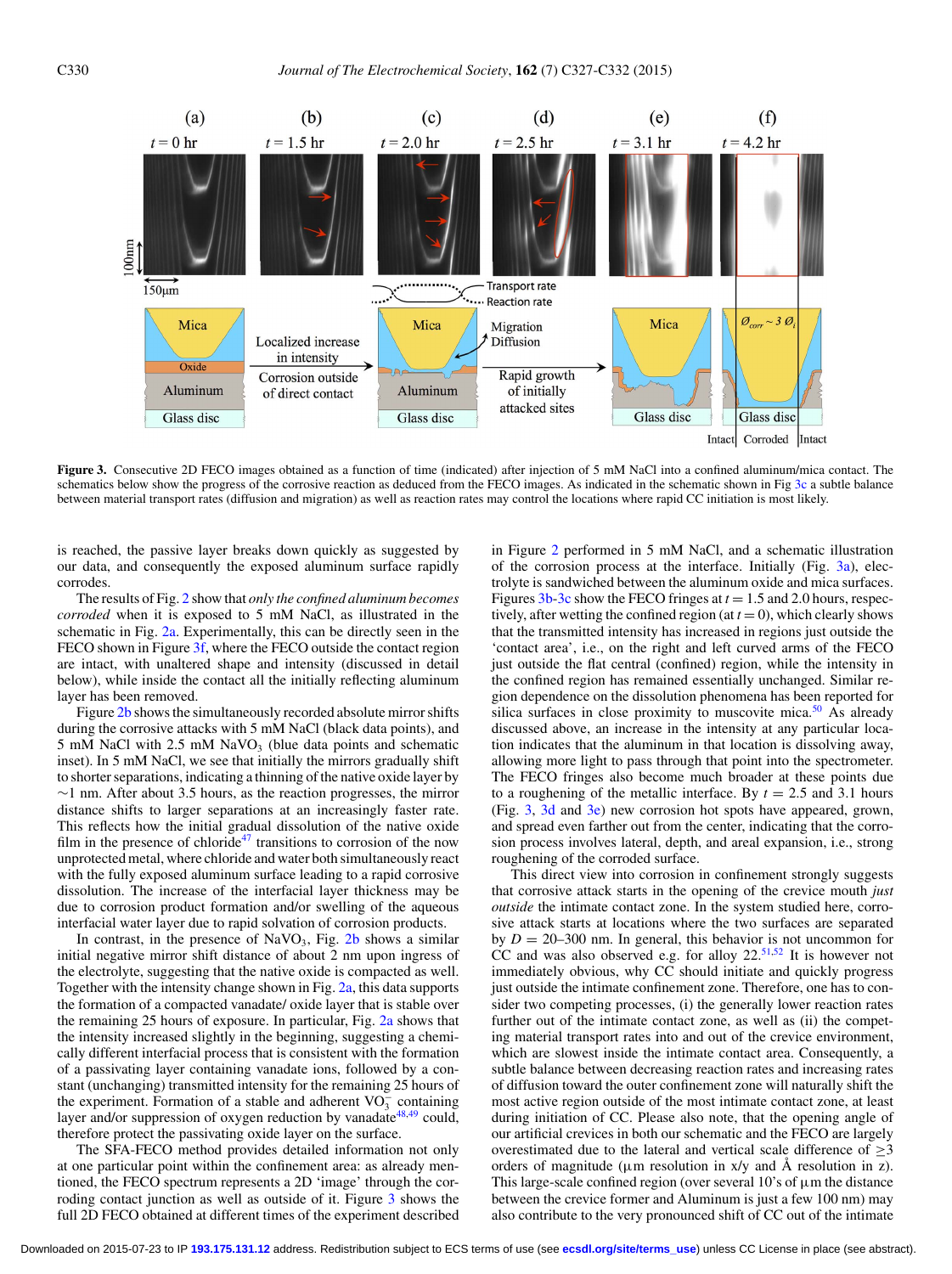(a) $t = 0$ hr

(b) $t = 1.5$ hr

(c) $t = 2.0$ hr

(d) $t = 2.5$ hr

(e) $t = 3.1$ hr

(f) $t = 4.2$ hr

100nm

150μm

Transport rate

Reaction rate

Mica

Oxide

Aluminum

Glass disc

Localized increase in intensity

Corrosion outside of direct contact

Mica

Aluminum

Glass disc

Migration

Diffusion

Rapid growth of initially attacked sites

Mica

Glass disc

$\varnothing_{corr} \sim 3\ \varnothing_i$

Glass disc

Intact Corroded Intact

**Figure 3.** Consecutive 2D FECO images obtained as a function of time (indicated) after injection of 5 mM NaCl into a confined aluminum/mica contact. The schematics below show the progress of the corrosive reaction as deduced from the FECO images. As indicated in the schematic shown in Fig 3c a subtle balance between material transport rates (diffusion and migration) as well as reaction rates may control the locations where rapid CC initiation is most likely.

is reached, the passive layer breaks down quickly as suggested by our data, and consequently the exposed aluminum surface rapidly corrodes.

The results of Fig. 2 show that *only the confined aluminum becomes corroded* when it is exposed to 5 mM NaCl, as illustrated in the schematic in Fig. 2a. Experimentally, this can be directly seen in the FECO shown in Figure 3f, where the FECO outside the contact region are intact, with unaltered shape and intensity (discussed in detail below), while inside the contact all the initially reflecting aluminum layer has been removed.

Figure 2b shows the simultaneously recorded absolute mirror shifts during the corrosive attacks with 5 mM NaCl (black data points), and 5 mM NaCl with 2.5 mM $NaVO_3$ (blue data points and schematic inset). In 5 mM NaCl, we see that initially the mirrors gradually shift to shorter separations, indicating a thinning of the native oxide layer by ~1 nm. After about 3.5 hours, as the reaction progresses, the mirror distance shifts to larger separations at an increasingly faster rate. This reflects how the initial gradual dissolution of the native oxide film in the presence of chloride[47] transitions to corrosion of the now unprotected metal, where chloride and water both simultaneously react with the fully exposed aluminum surface leading to a rapid corrosive dissolution. The increase of the interfacial layer thickness may be due to corrosion product formation and/or swelling of the aqueous interfacial water layer due to rapid solvation of corrosion products.

In contrast, in the presence of $NaVO_3$, Fig. 2b shows a similar initial negative mirror shift distance of about 2 nm upon ingress of the electrolyte, suggesting that the native oxide is compacted as well. Together with the intensity change shown in Fig. 2a, this data supports the formation of a compacted vanadate/ oxide layer that is stable over the remaining 25 hours of exposure. In particular, Fig. 2a shows that the intensity increased slightly in the beginning, suggesting a chemically different interfacial process that is consistent with the formation of a passivating layer containing vanadate ions, followed by a constant (unchanging) transmitted intensity for the remaining 25 hours of the experiment. Formation of a stable and adherent $VO_3^-$ containing layer and/or suppression of oxygen reduction by vanadate[48,49] could, therefore protect the passivating oxide layer on the surface.

The SFA-FECO method provides detailed information not only at one particular point within the confinement area: as already mentioned, the FECO spectrum represents a 2D 'image' through the corroding contact junction as well as outside of it. Figure 3 shows the full 2D FECO obtained at different times of the experiment described in Figure 2 performed in 5 mM NaCl, and a schematic illustration of the corrosion process at the interface. Initially (Fig. 3a), electrolyte is sandwiched between the aluminum oxide and mica surfaces. Figures 3b-3c show the FECO fringes at $t = 1.5$ and 2.0 hours, respectively, after wetting the confined region (at $t = 0$), which clearly shows that the transmitted intensity has increased in regions just outside the 'contact area', i.e., on the right and left curved arms of the FECO just outside the flat central (confined) region, while the intensity in the confined region has remained essentially unchanged. Similar region dependence on the dissolution phenomena has been reported for silica surfaces in close proximity to muscovite mica.[50] As already discussed above, an increase in the intensity at any particular location indicates that the aluminum in that location is dissolving away, allowing more light to pass through that point into the spectrometer. The FECO fringes also become much broader at these points due to a roughening of the metallic interface. By $t = 2.5$ and 3.1 hours (Fig. 3, 3d and 3e) new corrosion hot spots have appeared, grown, and spread even farther out from the center, indicating that the corrosion process involves lateral, depth, and areal expansion, i.e., strong roughening of the corroded surface.

This direct view into corrosion in confinement strongly suggests that corrosive attack starts in the opening of the crevice mouth *just outside* the intimate contact zone. In the system studied here, corrosive attack starts at locations where the two surfaces are separated by $D = 20$–$300$ nm. In general, this behavior is not uncommon for CC and was also observed e.g. for alloy 22.[51,52] It is however not immediately obvious, why CC should initiate and quickly progress just outside the intimate confinement zone. Therefore, one has to consider two competing processes, (i) the generally lower reaction rates further out of the intimate contact zone, as well as (ii) the competing material transport rates into and out of the crevice environment, which are slowest inside the intimate contact area. Consequently, a subtle balance between decreasing reaction rates and increasing rates of diffusion toward the outer confinement zone will naturally shift the most active region outside of the most intimate contact zone, at least during initiation of CC. Please also note, that the opening angle of our artificial crevices in both our schematic and the FECO are largely overestimated due to the lateral and vertical scale difference of ≥3 orders of magnitude (μm resolution in x/y and Å resolution in z). This large-scale confined region (over several 10's of μm the distance between the crevice former and Aluminum is just a few 100 nm) may also contribute to the very pronounced shift of CC out of the intimate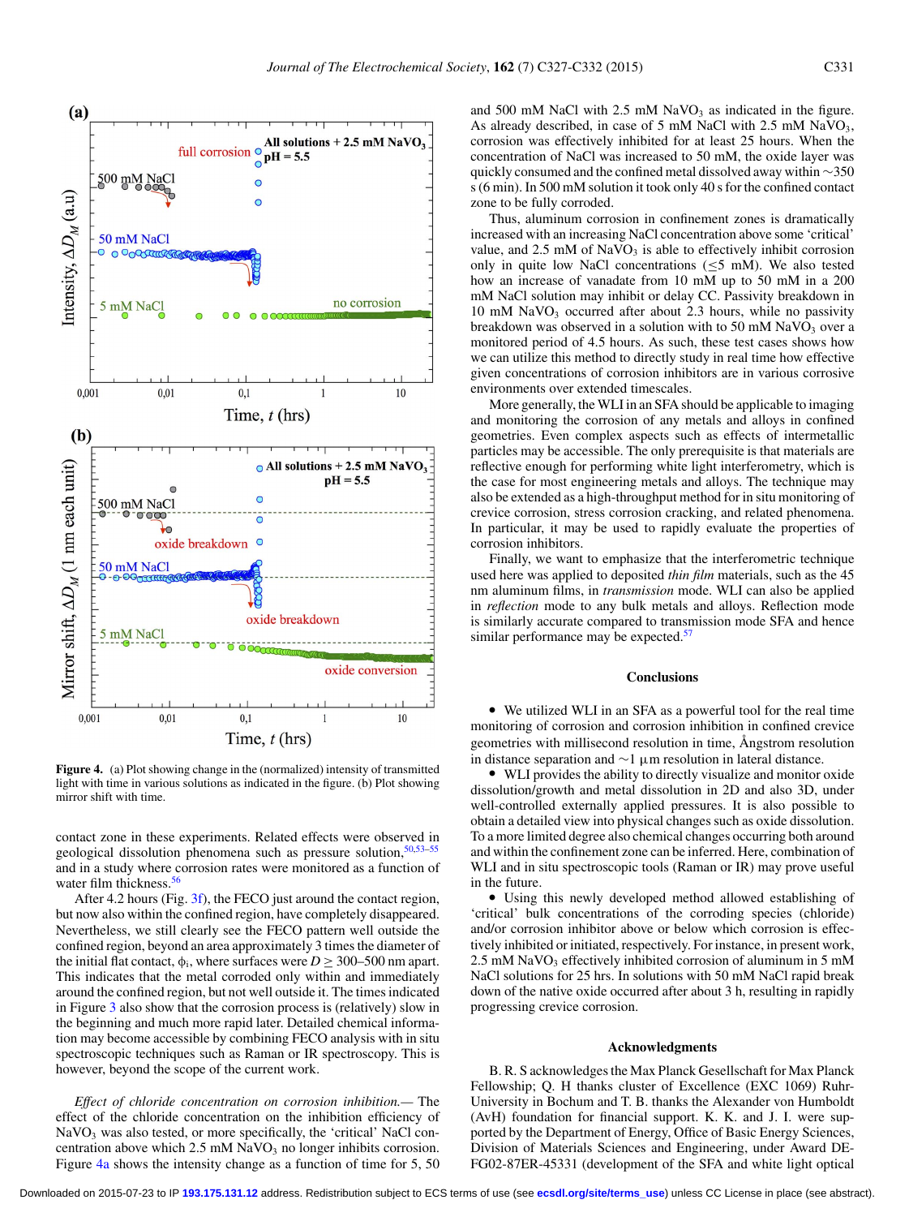**Figure 4.** (a) Plot showing change in the (normalized) intensity of transmitted light with time in various solutions as indicated in the figure. (b) Plot showing mirror shift with time.

contact zone in these experiments. Related effects were observed in geological dissolution phenomena such as pressure solution,[50,53–55] and in a study where corrosion rates were monitored as a function of water film thickness.[56]

After 4.2 hours (Fig. 3f), the FECO just around the contact region, but now also within the confined region, have completely disappeared. Nevertheless, we still clearly see the FECO pattern well outside the confined region, beyond an area approximately 3 times the diameter of the initial flat contact, $\phi_i$, where surfaces were $D \geq$ 300–500 nm apart. This indicates that the metal corroded only within and immediately around the confined region, but not well outside it. The times indicated in Figure 3 also show that the corrosion process is (relatively) slow in the beginning and much more rapid later. Detailed chemical information may become accessible by combining FECO analysis with in situ spectroscopic techniques such as Raman or IR spectroscopy. This is however, beyond the scope of the current work.

*Effect of chloride concentration on corrosion inhibition.*— The effect of the chloride concentration on the inhibition efficiency of $NaVO_3$ was also tested, or more specifically, the 'critical' NaCl concentration above which 2.5 mM $NaVO_3$ no longer inhibits corrosion. Figure 4a shows the intensity change as a function of time for 5, 50 and 500 mM NaCl with 2.5 mM $NaVO_3$ as indicated in the figure. As already described, in case of 5 mM NaCl with 2.5 mM $NaVO_3$, corrosion was effectively inhibited for at least 25 hours. When the concentration of NaCl was increased to 50 mM, the oxide layer was quickly consumed and the confined metal dissolved away within ~350 s (6 min). In 500 mM NaCl solution it took only 40 s for the confined contact zone to be fully corroded.

Thus, aluminum corrosion in confinement zones is dramatically increased with an increasing NaCl concentration above some 'critical' value, and 2.5 mM of $NaVO_3$ is able to effectively inhibit corrosion only in quite low NaCl concentrations (≤5 mM). We also tested how an increase of vanadate from 10 mM up to 50 mM in a 200 mM NaCl solution may inhibit or delay CC. Passivity breakdown in 10 mM $NaVO_3$ occurred after about 2.3 hours, while no passivity breakdown was observed in a solution with 50 mM $NaVO_3$ over a monitored period of 4.5 hours. As such, these test cases shows how we can utilize this method to directly study in real time how effective given concentrations of corrosion inhibitors are in various corrosive environments over extended timescales.

More generally, the WLI in an SFA should be applicable to imaging and monitoring the corrosion of any metals and alloys in confined geometries. Even complex aspects such as effects of intermetallic particles may be accessible. The only prerequisite is that materials are reflective enough for performing white light interferometry, which is the case for most engineering metals and alloys. The technique may also be extended as a high-throughput method for in situ monitoring of crevice corrosion, stress corrosion cracking, and related phenomena. In particular, it may be used to rapidly evaluate the properties of corrosion inhibitors.

Finally, we want to emphasize that the interferometric technique used here was applied to deposited *thin film* materials, such as the 45 nm aluminum films, in *transmission* mode. WLI can also be applied in *reflection* mode to any bulk metals and alloys. Reflection mode is similarly accurate compared to transmission mode SFA and hence similar performance may be expected.[57]

## Conclusions

- We utilized WLI in an SFA as a powerful tool for the real time monitoring of corrosion and corrosion inhibition in confined crevice geometries with millisecond resolution in time, Ångstrom resolution in distance separation and ~1 μm resolution in lateral distance.
- WLI provides the ability to directly visualize and monitor oxide dissolution/growth and metal dissolution in 2D and also 3D, under well-controlled externally applied pressures. It is also possible to obtain a detailed view into physical changes such as oxide dissolution. To a more limited degree also chemical changes occurring both around and within the confinement zone can be inferred. Here, combination of WLI and in situ spectroscopic tools (Raman or IR) may prove useful in the future.
- Using this newly developed method allowed establishing of 'critical' bulk concentrations of the corroding species (chloride) and/or corrosion inhibitor above or below which corrosion is effectively inhibited or initiated, respectively. For instance, in present work, 2.5 mM $NaVO_3$ effectively inhibited corrosion of aluminum in 5 mM NaCl solutions for 25 hrs. In solutions with 50 mM NaCl rapid break down of the native oxide occurred after about 3 h, resulting in rapidly progressing crevice corrosion.

## Acknowledgments

B. R. S acknowledges the Max Planck Gesellschaft for Max Planck Fellowship; Q. H thanks cluster of Excellence (EXC 1069) Ruhr-University in Bochum and T. B. thanks the Alexander von Humboldt (AvH) foundation for financial support. K. K. and J. I. were supported by the Department of Energy, Office of Basic Energy Sciences, Division of Materials Sciences and Engineering, under Award DE-FG02-87ER-45331 (development of the SFA and white light optical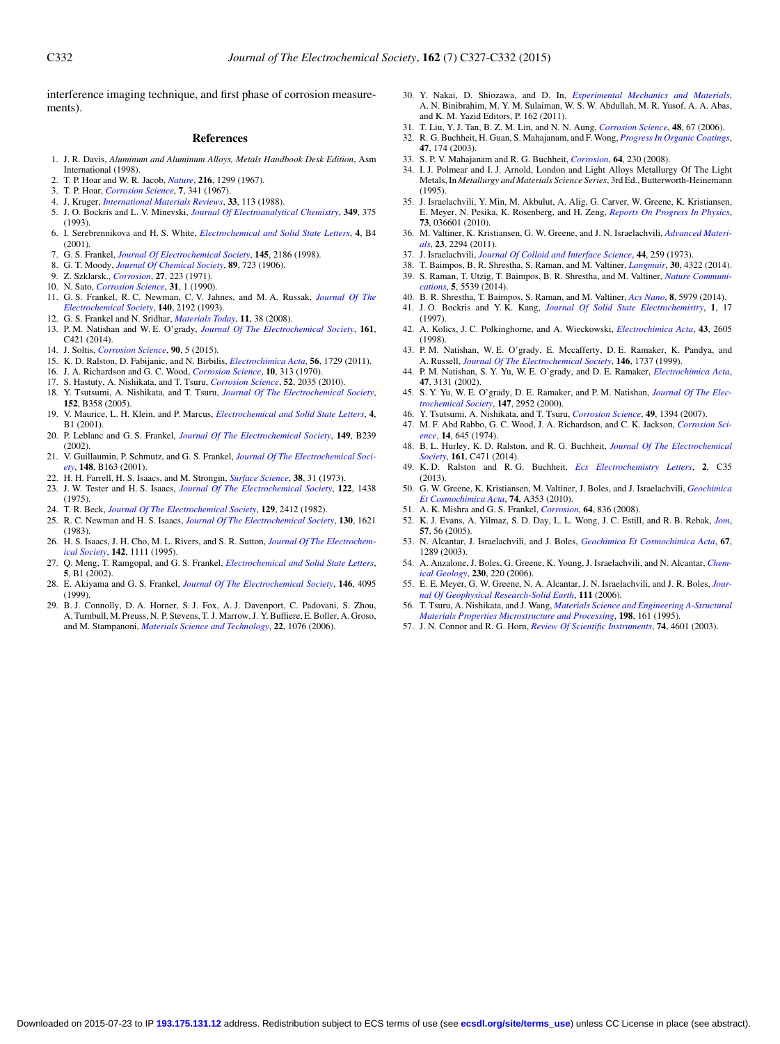interference imaging technique, and first phase of corrosion measurements).

## References

1. J. R. Davis, *Aluminum and Aluminum Alloys, Metals Handbook Desk Edition*, Asm International (1998).
2. T. P. Hoar and W. R. Jacob, *Nature*, **216**, 1299 (1967).
3. T. P. Hoar, *Corrosion Science*, **7**, 341 (1967).
4. J. Kruger, *International Materials Reviews*, **33**, 113 (1988).
5. J. O. Bockris and L. V. Minevski, *Journal Of Electroanalytical Chemistry*, **349**, 375 (1993).
6. I. Serebrennikova and H. S. White, *Electrochemical and Solid State Letters*, **4**, B4 (2001).
7. G. S. Frankel, *Journal Of Electrochemical Society*, **145**, 2186 (1998).
8. G. T. Moody, *Journal Of Chemical Society*, **89**, 723 (1906).
9. Z. Szklarsk., *Corrosion*, **27**, 223 (1971).
10. N. Sato, *Corrosion Science*, **31**, 1 (1990).
11. G. S. Frankel, R. C. Newman, C. V. Jahnes, and M. A. Russak, *Journal Of The Electrochemical Society*, **140**, 2192 (1993).
12. G. S. Frankel and N. Sridhar, *Materials Today*, **11**, 38 (2008).
13. P. M. Natishan and W. E. O'grady, *Journal Of The Electrochemical Society*, **161**, C421 (2014).
14. J. Soltis, *Corrosion Science*, **90**, 5 (2015).
15. K. D. Ralston, D. Fabijanic, and N. Birbilis, *Electrochimica Acta*, **56**, 1729 (2011).
16. J. A. Richardson and G. C. Wood, *Corrosion Science*, **10**, 313 (1970).
17. S. Hastuty, A. Nishikata, and T. Tsuru, *Corrosion Science*, **52**, 2035 (2010).
18. Y. Tsutsumi, A. Nishikata, and T. Tsuru, *Journal Of The Electrochemical Society*, **152**, B358 (2005).
19. V. Maurice, L. H. Klein, and P. Marcus, *Electrochemical and Solid State Letters*, **4**, B1 (2001).
20. P. Leblanc and G. S. Frankel, *Journal Of The Electrochemical Society*, **149**, B239 (2002).
21. V. Guillaumin, P. Schmutz, and G. S. Frankel, *Journal Of The Electrochemical Society*, **148**, B163 (2001).
22. H. H. Farrell, H. S. Isaacs, and M. Strongin, *Surface Science*, **38**, 31 (1973).
23. J. W. Tester and H. S. Isaacs, *Journal Of The Electrochemical Society*, **122**, 1438 (1975).
24. T. R. Beck, *Journal Of The Electrochemical Society*, **129**, 2412 (1982).
25. R. C. Newman and H. S. Isaacs, *Journal Of The Electrochemical Society*, **130**, 1621 (1983).
26. H. S. Isaacs, J. H. Cho, M. L. Rivers, and S. R. Sutton, *Journal Of The Electrochemical Society*, **142**, 1111 (1995).
27. Q. Meng, T. Ramgopal, and G. S. Frankel, *Electrochemical and Solid State Letters*, **5**, B1 (2002).
28. E. Akiyama and G. S. Frankel, *Journal Of The Electrochemical Society*, **146**, 4095 (1999).
29. B. J. Connolly, D. A. Horner, S. J. Fox, A. J. Davenport, C. Padovani, S. Zhou, A. Turnbull, M. Preuss, N. P. Stevens, T. J. Marrow, J. Y. Buffiere, E. Boller, A. Groso, and M. Stampanoni, *Materials Science and Technology*, **22**, 1076 (2006).
30. Y. Nakai, D. Shiozawa, and D. In, *Experimental Mechanics and Materials*, A. N. Binibrahim, M. Y. M. Sulaiman, W. S. W. Abdullah, M. R. Yusof, A. A. Abas, and K. M. Yazid Editors, P. 162 (2011).
31. T. Liu, Y. J. Tan, B. Z. M. Lin, and N. N. Aung, *Corrosion Science*, **48**, 67 (2006).
32. R. G. Buchheit, H. Guan, S. Mahajanam, and F. Wong, *Progress In Organic Coatings*, **47**, 174 (2003).
33. S. P. V. Mahajanam and R. G. Buchheit, *Corrosion*, **64**, 230 (2008).
34. I. J. Polmear and I. J. Arnold, London and Light Alloys Metallurgy Of The Light Metals, In *Metallurgy and Materials Science Series*, 3rd Ed., Butterworth-Heinemann (1995).
35. J. Israelachvili, Y. Min, M. Akbulut, A. Alig, G. Carver, W. Greene, K. Kristiansen, E. Meyer, N. Pesika, K. Rosenberg, and H. Zeng, *Reports On Progress In Physics*, **73**, 036601 (2010).
36. M. Valtiner, K. Kristiansen, G. W. Greene, and J. N. Israelachvili, *Advanced Materials*, **23**, 2294 (2011).
37. J. Israelachvili, *Journal Of Colloid and Interface Science*, **44**, 259 (1973).
38. T. Baimpos, B. R. Shrestha, S. Raman, and M. Valtiner, *Langmuir*, **30**, 4322 (2014).
39. S. Raman, T. Utzig, T. Baimpos, B. R. Shrestha, and M. Valtiner, *Nature Communications*, **5**, 5539 (2014).
40. B. R. Shrestha, T. Baimpos, S. Raman, and M. Valtiner, *Acs Nano*, **8**, 5979 (2014).
41. J. O. Bockris and Y. K. Kang, *Journal Of Solid State Electrochemistry*, **1**, 17 (1997).
42. A. Kolics, J. C. Polkinghorne, and A. Wieckowski, *Electrochimica Acta*, **43**, 2605 (1998).
43. P. M. Natishan, W. E. O'grady, E. Mccafferty, D. E. Ramaker, K. Pandya, and A. Russell, *Journal Of The Electrochemical Society*, **146**, 1737 (1999).
44. P. M. Natishan, S. Y. Yu, W. E. O'grady, and D. E. Ramaker, *Electrochimica Acta*, **47**, 3131 (2002).
45. S. Y. Yu, W. E. O'grady, D. E. Ramaker, and P. M. Natishan, *Journal Of The Electrochemical Society*, **147**, 2952 (2000).
46. Y. Tsutsumi, A. Nishikata, and T. Tsuru, *Corrosion Science*, **49**, 1394 (2007).
47. M. F. Abd Rabbo, G. C. Wood, J. A. Richardson, and C. K. Jackson, *Corrosion Science*, **14**, 645 (1974).
48. B. L. Hurley, K. D. Ralston, and R. G. Buchheit, *Journal Of The Electrochemical Society*, **161**, C471 (2014).
49. K. D. Ralston and R. G. Buchheit, *Ecs Electrochemistry Letters*, **2**, C35 (2013).
50. G. W. Greene, K. Kristiansen, M. Valtiner, J. Boles, and J. Israelachvili, *Geochimica Et Cosmochimica Acta*, **74**, A353 (2010).
51. A. K. Mishra and G. S. Frankel, *Corrosion*, **64**, 836 (2008).
52. K. J. Evans, A. Yilmaz, S. D. Day, L. L. Wong, J. C. Estill, and R. B. Rebak, *Jom*, **57**, 56 (2005).
53. N. Alcantar, J. Israelachvili, and J. Boles, *Geochimica Et Cosmochimica Acta*, **67**, 1289 (2003).
54. A. Anzalone, J. Boles, G. Greene, K. Young, J. Israelachvili, and N. Alcantar, *Chemical Geology*, **230**, 220 (2006).
55. E. E. Meyer, G. W. Greene, N. A. Alcantar, J. N. Israelachvili, and J. R. Boles, *Journal Of Geophysical Research-Solid Earth*, **111** (2006).
56. T. Tsuru, A. Nishikata, and J. Wang, *Materials Science and Engineering A-Structural Materials Properties Microstructure and Processing*, **198**, 161 (1995).
57. J. N. Connor and R. G. Horn, *Review Of Scientific Instruments*, **74**, 4601 (2003).